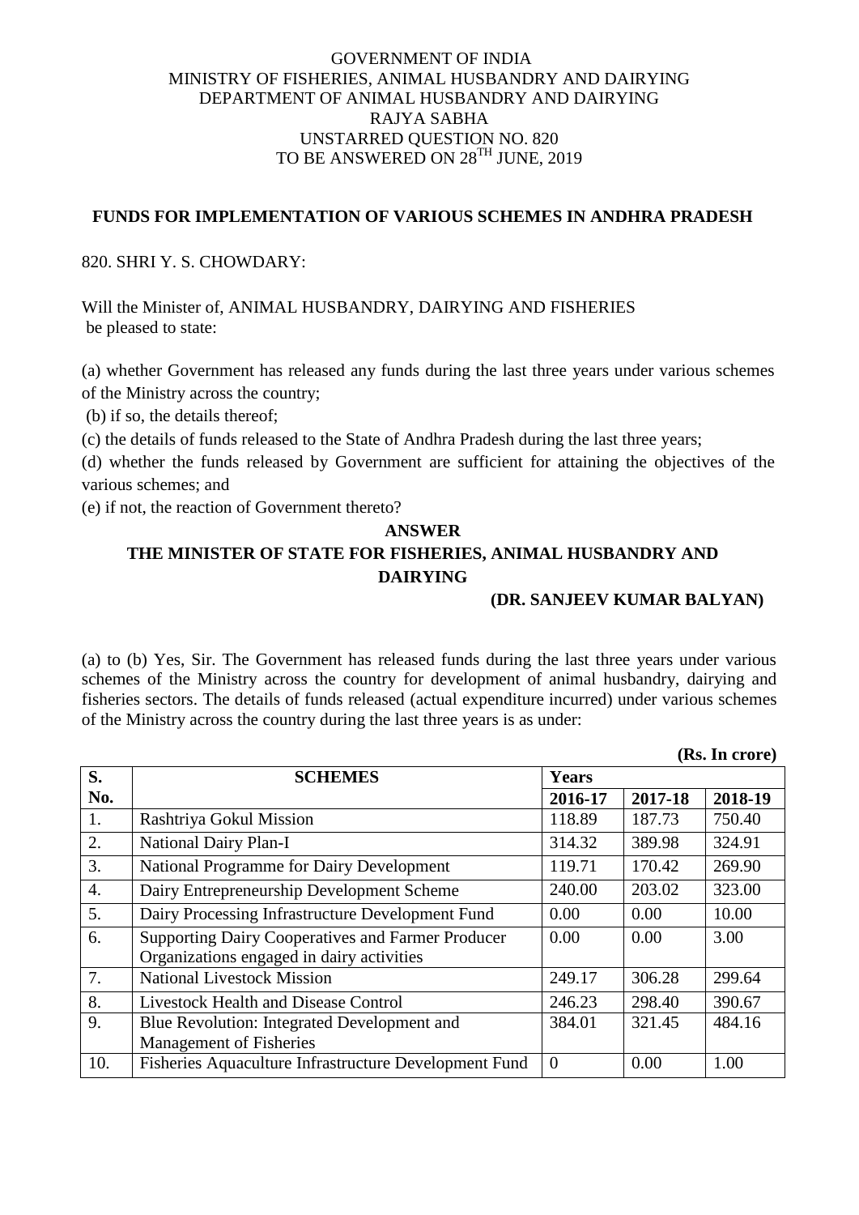GOVERNMENT OF INDIA
MINISTRY OF FISHERIES, ANIMAL HUSBANDRY AND DAIRYING
DEPARTMENT OF ANIMAL HUSBANDRY AND DAIRYING
RAJYA SABHA
UNSTARRED QUESTION NO. 820
TO BE ANSWERED ON 28TH JUNE, 2019

**FUNDS FOR IMPLEMENTATION OF VARIOUS SCHEMES IN ANDHRA PRADESH**

820. SHRI Y. S. CHOWDARY:

Will the Minister of, ANIMAL HUSBANDRY, DAIRYING AND FISHERIES be pleased to state:

(a) whether Government has released any funds during the last three years under various schemes of the Ministry across the country;

(b) if so, the details thereof;

(c) the details of funds released to the State of Andhra Pradesh during the last three years;

(d) whether the funds released by Government are sufficient for attaining the objectives of the various schemes; and

(e) if not, the reaction of Government thereto?

**ANSWER**

**THE MINISTER OF STATE FOR FISHERIES, ANIMAL HUSBANDRY AND DAIRYING**

**(DR. SANJEEV KUMAR BALYAN)**

(a) to (b) Yes, Sir. The Government has released funds during the last three years under various schemes of the Ministry across the country for development of animal husbandry, dairying and fisheries sectors. The details of funds released (actual expenditure incurred) under various schemes of the Ministry across the country during the last three years is as under:

**(Rs. In crore)**

| S. No. | SCHEMES | Years | | |
|---|---|---|---|---|
| | | 2016-17 | 2017-18 | 2018-19 |
| 1. | Rashtriya Gokul Mission | 118.89 | 187.73 | 750.40 |
| 2. | National Dairy Plan-I | 314.32 | 389.98 | 324.91 |
| 3. | National Programme for Dairy Development | 119.71 | 170.42 | 269.90 |
| 4. | Dairy Entrepreneurship Development Scheme | 240.00 | 203.02 | 323.00 |
| 5. | Dairy Processing Infrastructure Development Fund | 0.00 | 0.00 | 10.00 |
| 6. | Supporting Dairy Cooperatives and Farmer Producer Organizations engaged in dairy activities | 0.00 | 0.00 | 3.00 |
| 7. | National Livestock Mission | 249.17 | 306.28 | 299.64 |
| 8. | Livestock Health and Disease Control | 246.23 | 298.40 | 390.67 |
| 9. | Blue Revolution: Integrated Development and Management of Fisheries | 384.01 | 321.45 | 484.16 |
| 10. | Fisheries Aquaculture Infrastructure Development Fund | 0 | 0.00 | 1.00 |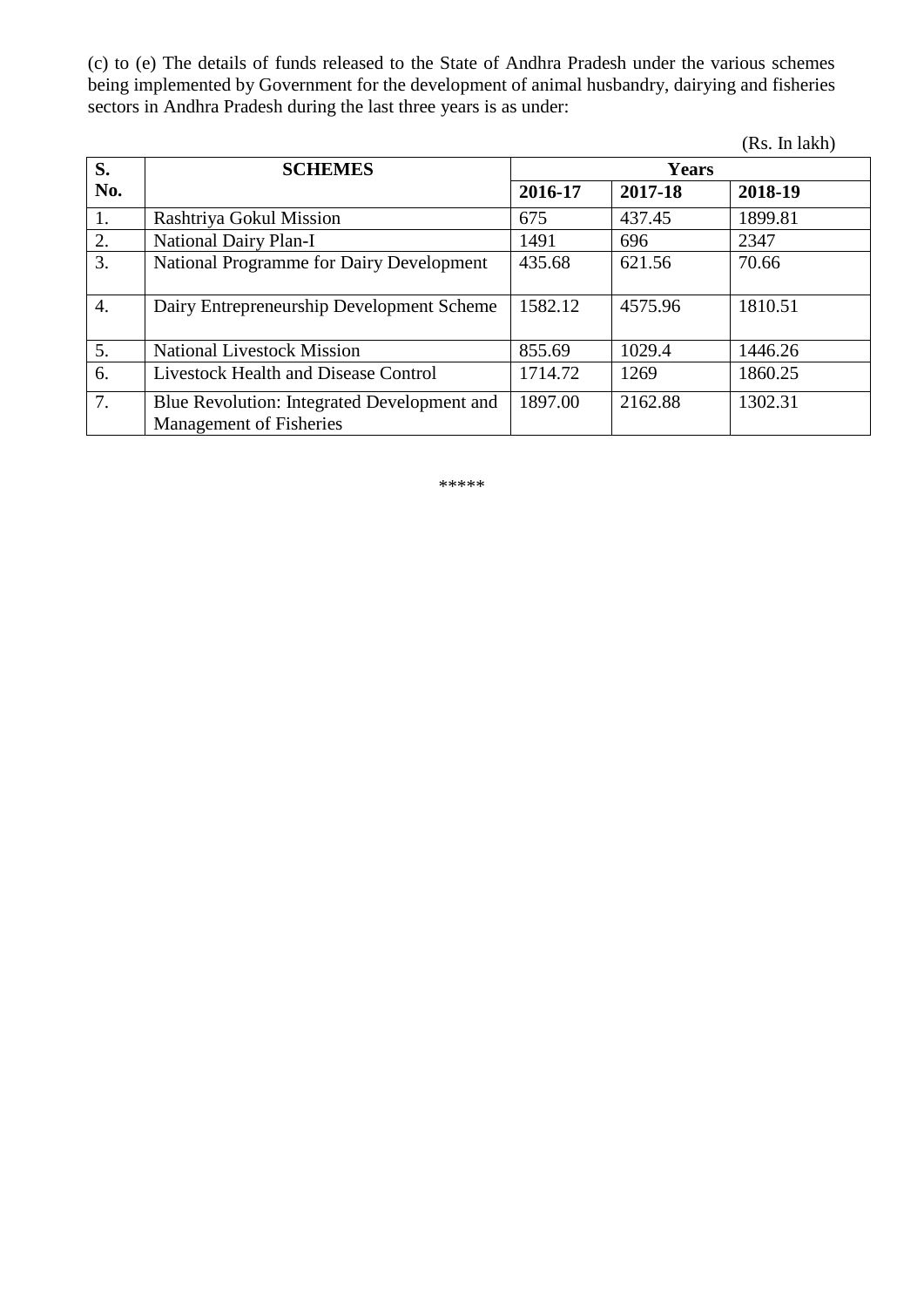(c) to (e) The details of funds released to the State of Andhra Pradesh under the various schemes being implemented by Government for the development of animal husbandry, dairying and fisheries sectors in Andhra Pradesh during the last three years is as under:

(Rs. In lakh)

| S. No. | SCHEMES | Years | | |
|---|---|---|---|---|
| | | 2016-17 | 2017-18 | 2018-19 |
| 1. | Rashtriya Gokul Mission | 675 | 437.45 | 1899.81 |
| 2. | National Dairy Plan-I | 1491 | 696 | 2347 |
| 3. | National Programme for Dairy Development | 435.68 | 621.56 | 70.66 |
| 4. | Dairy Entrepreneurship Development Scheme | 1582.12 | 4575.96 | 1810.51 |
| 5. | National Livestock Mission | 855.69 | 1029.4 | 1446.26 |
| 6. | Livestock Health and Disease Control | 1714.72 | 1269 | 1860.25 |
| 7. | Blue Revolution: Integrated Development and Management of Fisheries | 1897.00 | 2162.88 | 1302.31 |

*****